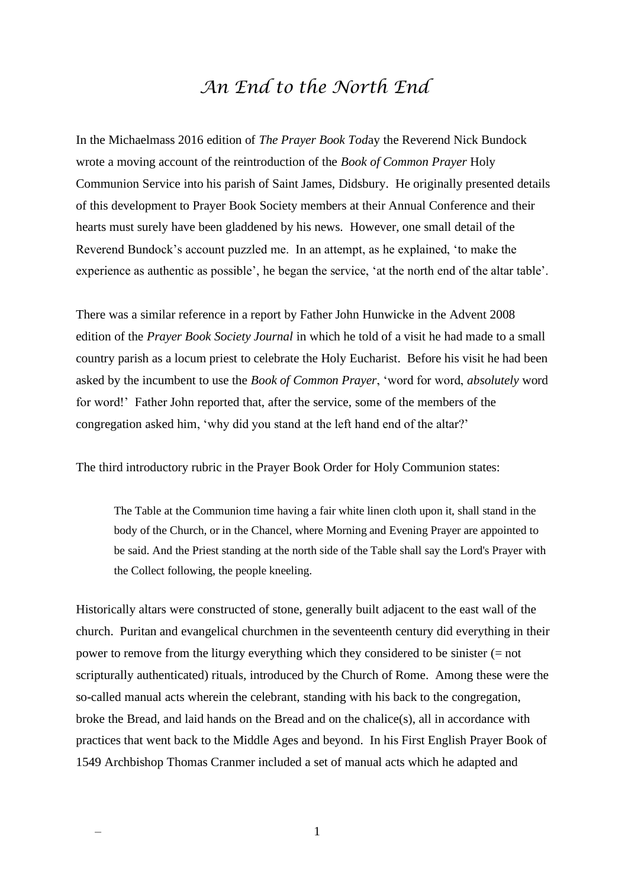# *An End to the North End*

In the Michaelmass 2016 edition of *The Prayer Book Today* the Reverend Nick Bundock wrote a moving account of the reintroduction of the *Book of Common Prayer* Holy Communion Service into his parish of Saint James, Didsbury. He originally presented details of this development to Prayer Book Society members at their Annual Conference and their hearts must surely have been gladdened by his news. However, one small detail of the Reverend Bundock's account puzzled me. In an attempt, as he explained, 'to make the experience as authentic as possible', he began the service, 'at the north end of the altar table'.

There was a similar reference in a report by Father John Hunwicke in the Advent 2008 edition of the *Prayer Book Society Journal* in which he told of a visit he had made to a small country parish as a locum priest to celebrate the Holy Eucharist. Before his visit he had been asked by the incumbent to use the *Book of Common Prayer*, 'word for word, *absolutely* word for word!' Father John reported that, after the service, some of the members of the congregation asked him, 'why did you stand at the left hand end of the altar?'

The third introductory rubric in the Prayer Book Order for Holy Communion states:

> The Table at the Communion time having a fair white linen cloth upon it, shall stand in the body of the Church, or in the Chancel, where Morning and Evening Prayer are appointed to be said. And the Priest standing at the north side of the Table shall say the Lord's Prayer with the Collect following, the people kneeling.

Historically altars were constructed of stone, generally built adjacent to the east wall of the church. Puritan and evangelical churchmen in the seventeenth century did everything in their power to remove from the liturgy everything which they considered to be sinister (= not scripturally authenticated) rituals, introduced by the Church of Rome. Among these were the so-called manual acts wherein the celebrant, standing with his back to the congregation, broke the Bread, and laid hands on the Bread and on the chalice(s), all in accordance with practices that went back to the Middle Ages and beyond. In his First English Prayer Book of 1549 Archbishop Thomas Cranmer included a set of manual acts which he adapted and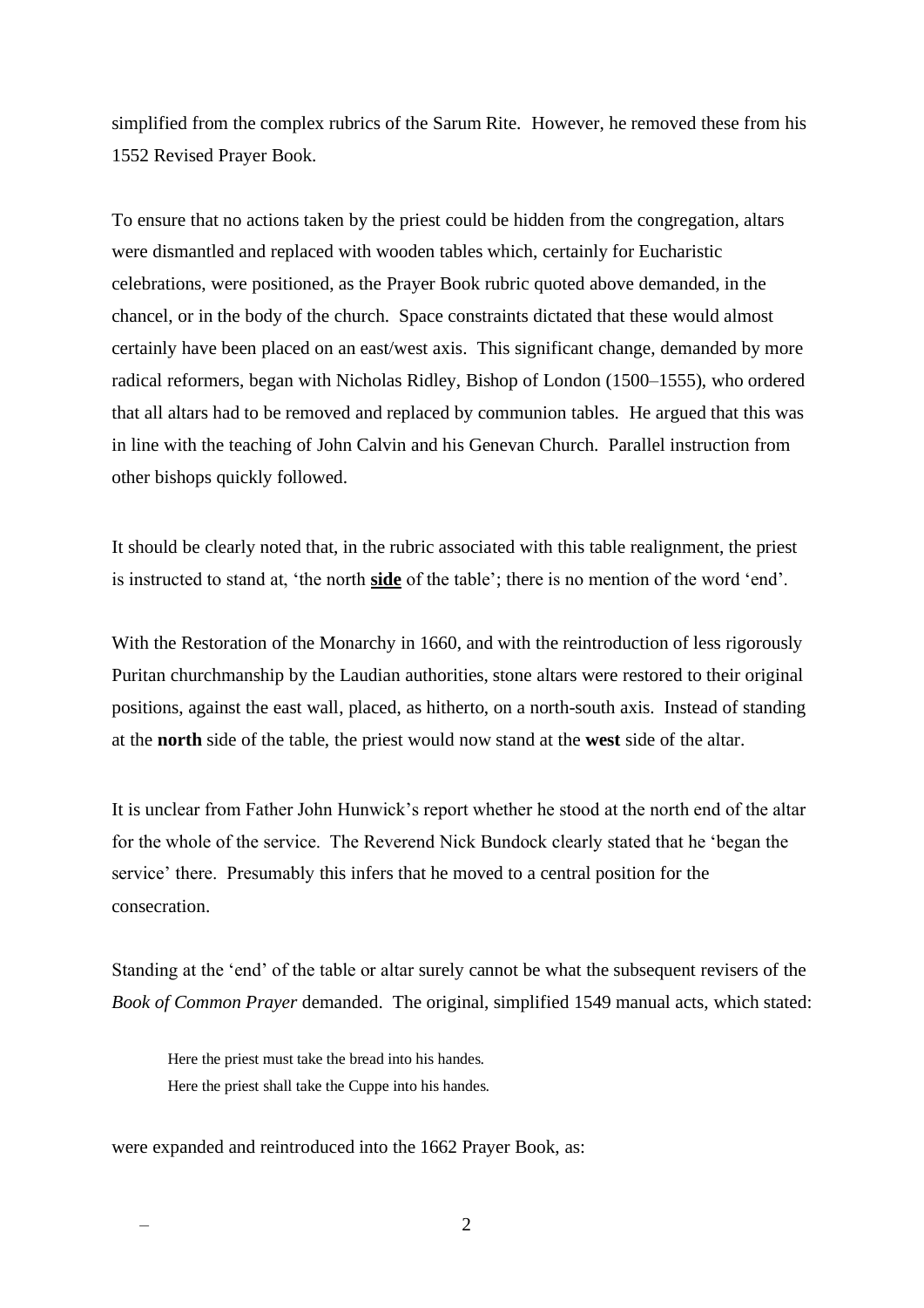simplified from the complex rubrics of the Sarum Rite. However, he removed these from his 1552 Revised Prayer Book.

To ensure that no actions taken by the priest could be hidden from the congregation, altars were dismantled and replaced with wooden tables which, certainly for Eucharistic celebrations, were positioned, as the Prayer Book rubric quoted above demanded, in the chancel, or in the body of the church. Space constraints dictated that these would almost certainly have been placed on an east/west axis. This significant change, demanded by more radical reformers, began with Nicholas Ridley, Bishop of London (1500–1555), who ordered that all altars had to be removed and replaced by communion tables. He argued that this was in line with the teaching of John Calvin and his Genevan Church. Parallel instruction from other bishops quickly followed.

It should be clearly noted that, in the rubric associated with this table realignment, the priest is instructed to stand at, 'the north <u>**side**</u> of the table'; there is no mention of the word 'end'.

With the Restoration of the Monarchy in 1660, and with the reintroduction of less rigorously Puritan churchmanship by the Laudian authorities, stone altars were restored to their original positions, against the east wall, placed, as hitherto, on a north-south axis. Instead of standing at the **north** side of the table, the priest would now stand at the **west** side of the altar.

It is unclear from Father John Hunwick's report whether he stood at the north end of the altar for the whole of the service. The Reverend Nick Bundock clearly stated that he 'began the service' there. Presumably this infers that he moved to a central position for the consecration.

Standing at the 'end' of the table or altar surely cannot be what the subsequent revisers of the *Book of Common Prayer* demanded. The original, simplified 1549 manual acts, which stated:

> Here the priest must take the bread into his handes.
> Here the priest shall take the Cuppe into his handes.

were expanded and reintroduced into the 1662 Prayer Book, as: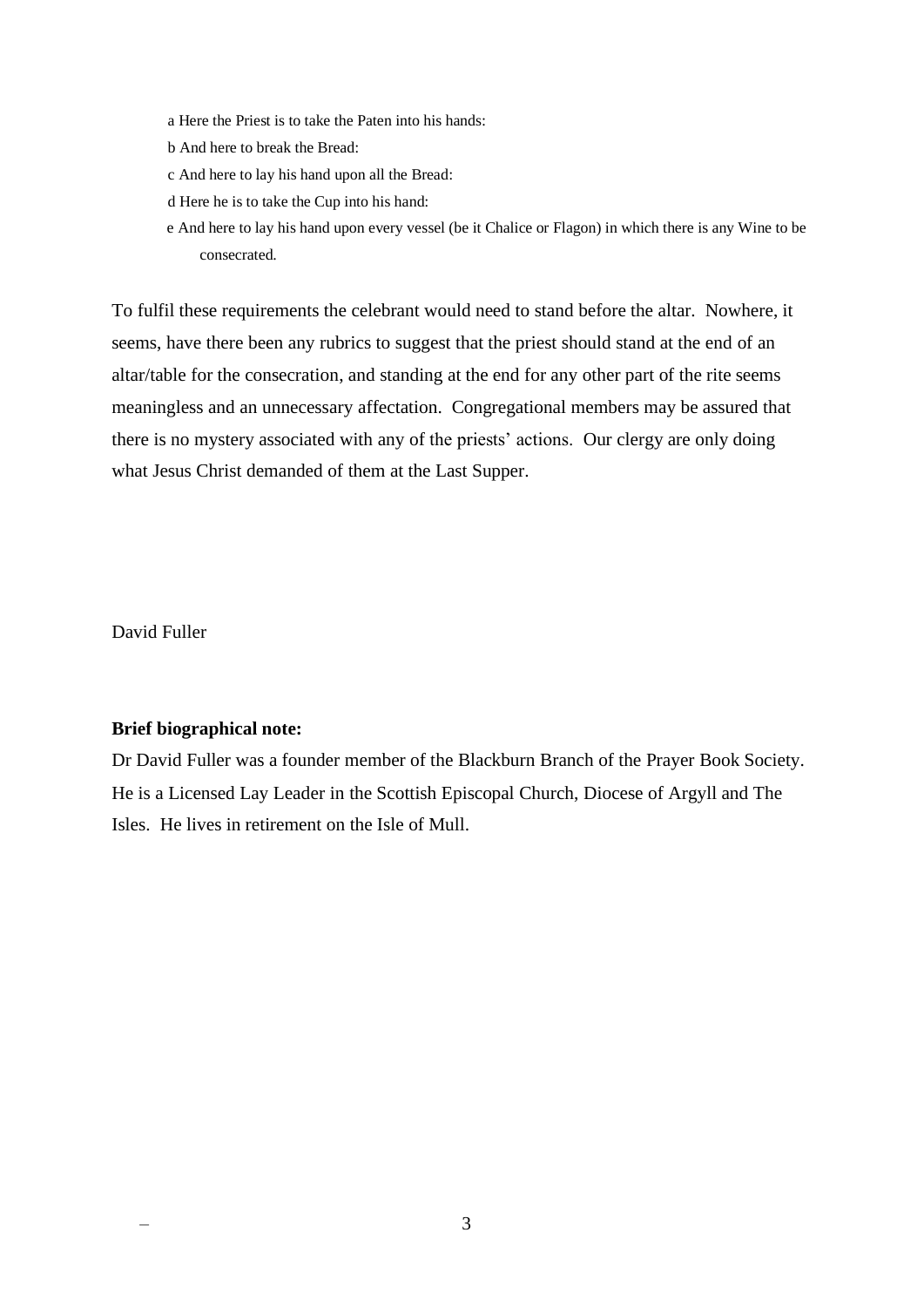a Here the Priest is to take the Paten into his hands:

b And here to break the Bread:

c And here to lay his hand upon all the Bread:

d Here he is to take the Cup into his hand:

e And here to lay his hand upon every vessel (be it Chalice or Flagon) in which there is any Wine to be consecrated.

To fulfil these requirements the celebrant would need to stand before the altar. Nowhere, it seems, have there been any rubrics to suggest that the priest should stand at the end of an altar/table for the consecration, and standing at the end for any other part of the rite seems meaningless and an unnecessary affectation. Congregational members may be assured that there is no mystery associated with any of the priests' actions. Our clergy are only doing what Jesus Christ demanded of them at the Last Supper.

David Fuller

**Brief biographical note:**

Dr David Fuller was a founder member of the Blackburn Branch of the Prayer Book Society. He is a Licensed Lay Leader in the Scottish Episcopal Church, Diocese of Argyll and The Isles. He lives in retirement on the Isle of Mull.